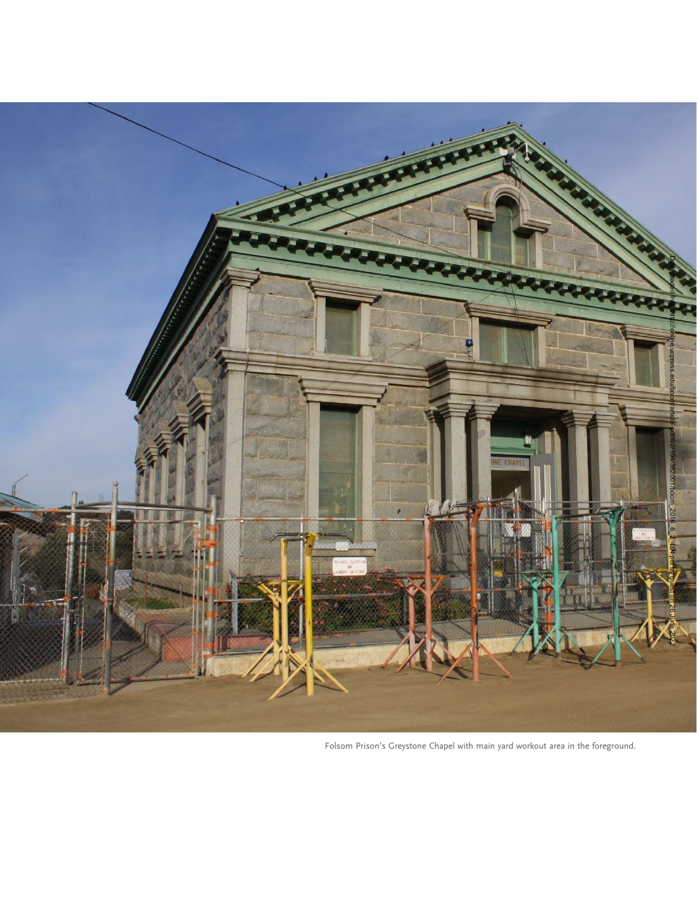Folsom Prison's Greystone Chapel with main yard workout area in the foreground.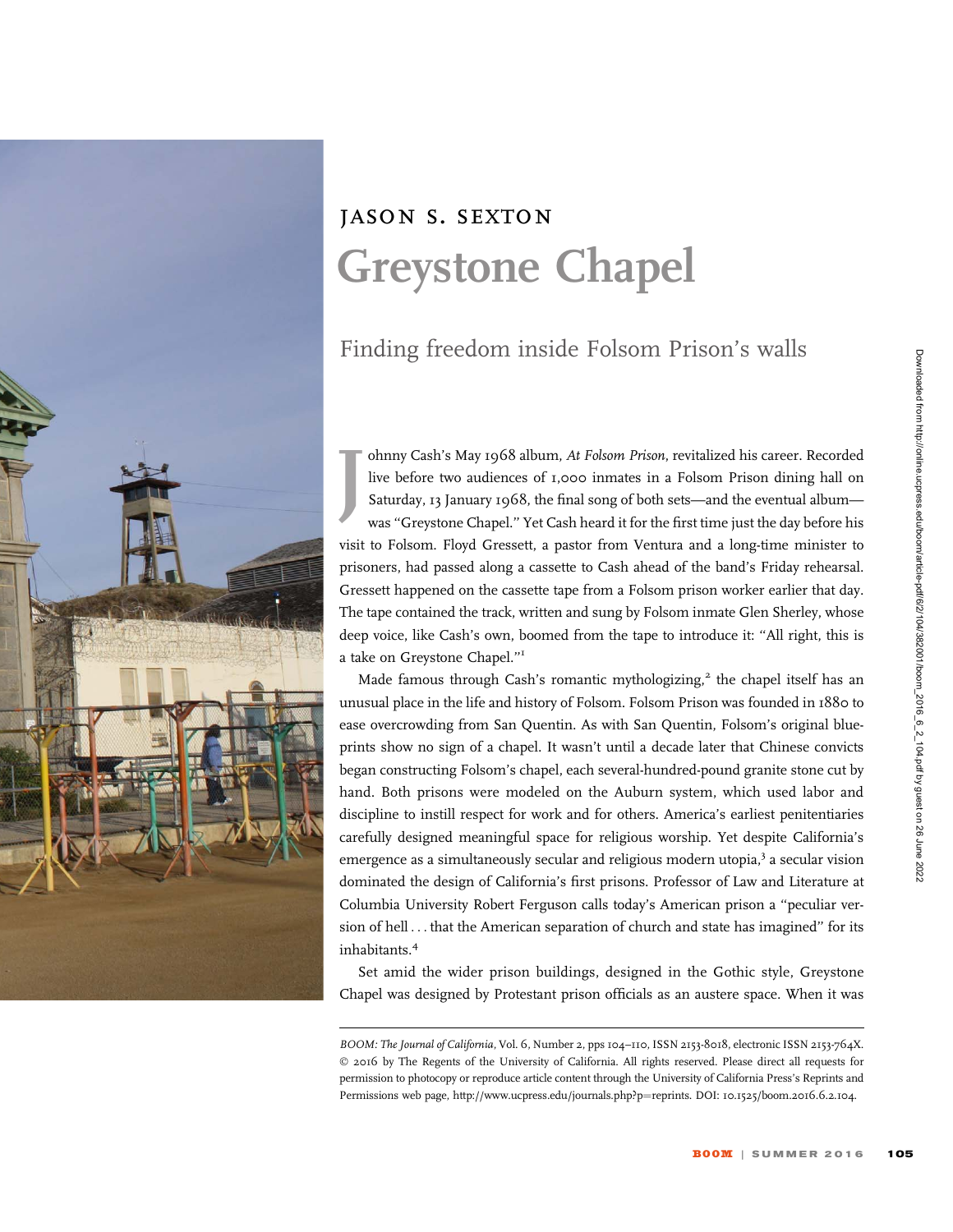# JASON S. SEXTON

# Greystone Chapel

## Finding freedom inside Folsom Prison's walls

Johnny Cash's May 1968 album, *At Folsom Prison*, revitalized his career. Recorded live before two audiences of 1,000 inmates in a Folsom Prison dining hall on Saturday, 13 January 1968, the final song of both sets—and the eventual album—was "Greystone Chapel." Yet Cash heard it for the first time just the day before his visit to Folsom. Floyd Gressett, a pastor from Ventura and a long-time minister to prisoners, had passed along a cassette to Cash ahead of the band's Friday rehearsal. Gressett happened on the cassette tape from a Folsom prison worker earlier that day. The tape contained the track, written and sung by Folsom inmate Glen Sherley, whose deep voice, like Cash's own, boomed from the tape to introduce it: "All right, this is a take on Greystone Chapel."[1]

Made famous through Cash's romantic mythologizing,[2] the chapel itself has an unusual place in the life and history of Folsom. Folsom Prison was founded in 1880 to ease overcrowding from San Quentin. As with San Quentin, Folsom's original blueprints show no sign of a chapel. It wasn't until a decade later that Chinese convicts began constructing Folsom's chapel, each several-hundred-pound granite stone cut by hand. Both prisons were modeled on the Auburn system, which used labor and discipline to instill respect for work and for others. America's earliest penitentiaries carefully designed meaningful space for religious worship. Yet despite California's emergence as a simultaneously secular and religious modern utopia,[3] a secular vision dominated the design of California's first prisons. Professor of Law and Literature at Columbia University Robert Ferguson calls today's American prison a "peculiar version of hell . . . that the American separation of church and state has imagined" for its inhabitants.[4]

Set amid the wider prison buildings, designed in the Gothic style, Greystone Chapel was designed by Protestant prison officials as an austere space. When it was

*BOOM: The Journal of California*, Vol. 6, Number 2, pps 104–110, ISSN 2153-8018, electronic ISSN 2153-764X. © 2016 by The Regents of the University of California. All rights reserved. Please direct all requests for permission to photocopy or reproduce article content through the University of California Press's Reprints and Permissions web page, http://www.ucpress.edu/journals.php?p=reprints. DOI: 10.1525/boom.2016.6.2.104.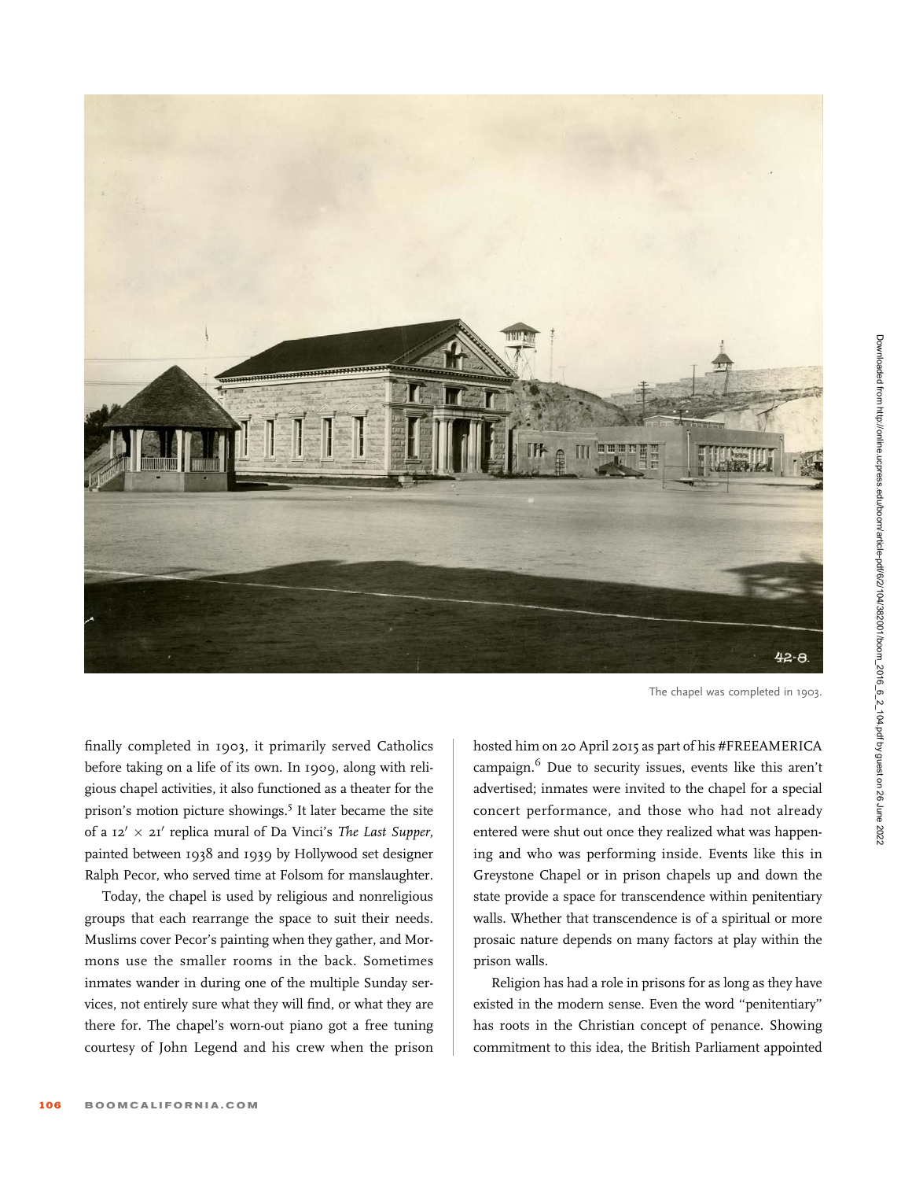The chapel was completed in 1903.

finally completed in 1903, it primarily served Catholics before taking on a life of its own. In 1909, along with religious chapel activities, it also functioned as a theater for the prison's motion picture showings.[5] It later became the site of a 12′ × 21′ replica mural of Da Vinci's *The Last Supper,* painted between 1938 and 1939 by Hollywood set designer Ralph Pecor, who served time at Folsom for manslaughter.

Today, the chapel is used by religious and nonreligious groups that each rearrange the space to suit their needs. Muslims cover Pecor's painting when they gather, and Mormons use the smaller rooms in the back. Sometimes inmates wander in during one of the multiple Sunday services, not entirely sure what they will find, or what they are there for. The chapel's worn-out piano got a free tuning courtesy of John Legend and his crew when the prison hosted him on 20 April 2015 as part of his #FREEAMERICA campaign.[6] Due to security issues, events like this aren't advertised; inmates were invited to the chapel for a special concert performance, and those who had not already entered were shut out once they realized what was happening and who was performing inside. Events like this in Greystone Chapel or in prison chapels up and down the state provide a space for transcendence within penitentiary walls. Whether that transcendence is of a spiritual or more prosaic nature depends on many factors at play within the prison walls.

Religion has had a role in prisons for as long as they have existed in the modern sense. Even the word "penitentiary" has roots in the Christian concept of penance. Showing commitment to this idea, the British Parliament appointed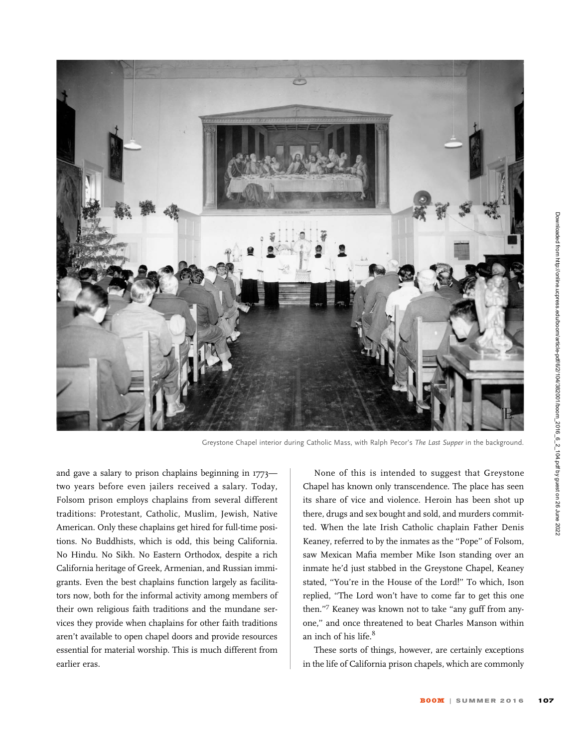Greystone Chapel interior during Catholic Mass, with Ralph Pecor's *The Last Supper* in the background.

and gave a salary to prison chaplains beginning in 1773—two years before even jailers received a salary. Today, Folsom prison employs chaplains from several different traditions: Protestant, Catholic, Muslim, Jewish, Native American. Only these chaplains get hired for full-time positions. No Buddhists, which is odd, this being California. No Hindu. No Sikh. No Eastern Orthodox, despite a rich California heritage of Greek, Armenian, and Russian immigrants. Even the best chaplains function largely as facilitators now, both for the informal activity among members of their own religious faith traditions and the mundane services they provide when chaplains for other faith traditions aren't available to open chapel doors and provide resources essential for material worship. This is much different from earlier eras.

None of this is intended to suggest that Greystone Chapel has known only transcendence. The place has seen its share of vice and violence. Heroin has been shot up there, drugs and sex bought and sold, and murders committed. When the late Irish Catholic chaplain Father Denis Keaney, referred to by the inmates as the "Pope" of Folsom, saw Mexican Mafia member Mike Ison standing over an inmate he'd just stabbed in the Greystone Chapel, Keaney stated, "You're in the House of the Lord!" To which, Ison replied, "The Lord won't have to come far to get this one then."[7] Keaney was known not to take "any guff from anyone," and once threatened to beat Charles Manson within an inch of his life.[8]

These sorts of things, however, are certainly exceptions in the life of California prison chapels, which are commonly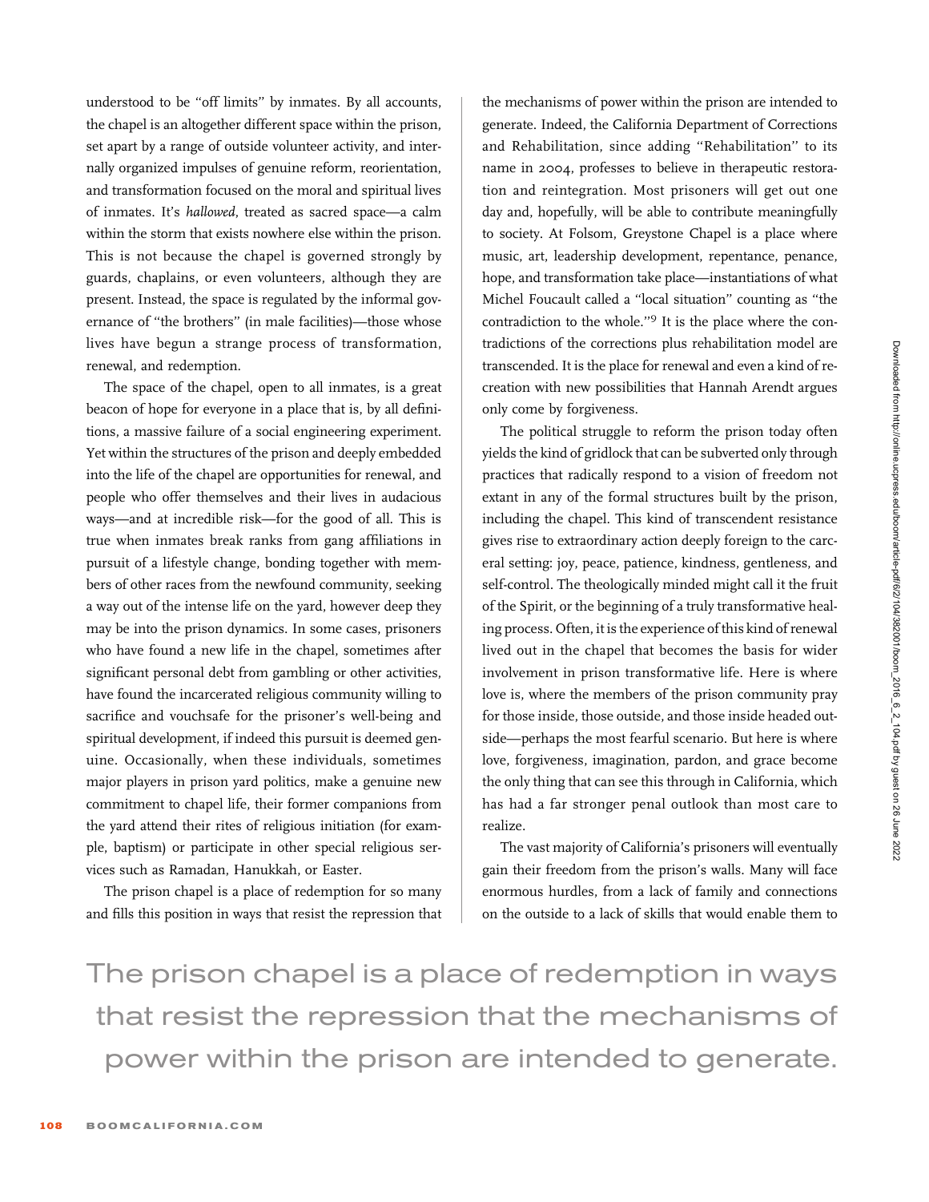understood to be "off limits" by inmates. By all accounts, the chapel is an altogether different space within the prison, set apart by a range of outside volunteer activity, and internally organized impulses of genuine reform, reorientation, and transformation focused on the moral and spiritual lives of inmates. It's *hallowed*, treated as sacred space—a calm within the storm that exists nowhere else within the prison. This is not because the chapel is governed strongly by guards, chaplains, or even volunteers, although they are present. Instead, the space is regulated by the informal governance of "the brothers" (in male facilities)—those whose lives have begun a strange process of transformation, renewal, and redemption.

The space of the chapel, open to all inmates, is a great beacon of hope for everyone in a place that is, by all definitions, a massive failure of a social engineering experiment. Yet within the structures of the prison and deeply embedded into the life of the chapel are opportunities for renewal, and people who offer themselves and their lives in audacious ways—and at incredible risk—for the good of all. This is true when inmates break ranks from gang affiliations in pursuit of a lifestyle change, bonding together with members of other races from the newfound community, seeking a way out of the intense life on the yard, however deep they may be into the prison dynamics. In some cases, prisoners who have found a new life in the chapel, sometimes after significant personal debt from gambling or other activities, have found the incarcerated religious community willing to sacrifice and vouchsafe for the prisoner's well-being and spiritual development, if indeed this pursuit is deemed genuine. Occasionally, when these individuals, sometimes major players in prison yard politics, make a genuine new commitment to chapel life, their former companions from the yard attend their rites of religious initiation (for example, baptism) or participate in other special religious services such as Ramadan, Hanukkah, or Easter.

The prison chapel is a place of redemption for so many and fills this position in ways that resist the repression that the mechanisms of power within the prison are intended to generate. Indeed, the California Department of Corrections and Rehabilitation, since adding "Rehabilitation" to its name in 2004, professes to believe in therapeutic restoration and reintegration. Most prisoners will get out one day and, hopefully, will be able to contribute meaningfully to society. At Folsom, Greystone Chapel is a place where music, art, leadership development, repentance, penance, hope, and transformation take place—instantiations of what Michel Foucault called a "local situation" counting as "the contradiction to the whole."[9] It is the place where the contradictions of the corrections plus rehabilitation model are transcended. It is the place for renewal and even a kind of recreation with new possibilities that Hannah Arendt argues only come by forgiveness.

The political struggle to reform the prison today often yields the kind of gridlock that can be subverted only through practices that radically respond to a vision of freedom not extant in any of the formal structures built by the prison, including the chapel. This kind of transcendent resistance gives rise to extraordinary action deeply foreign to the carceral setting: joy, peace, patience, kindness, gentleness, and self-control. The theologically minded might call it the fruit of the Spirit, or the beginning of a truly transformative healing process. Often, it is the experience of this kind of renewal lived out in the chapel that becomes the basis for wider involvement in prison transformative life. Here is where love is, where the members of the prison community pray for those inside, those outside, and those inside headed outside—perhaps the most fearful scenario. But here is where love, forgiveness, imagination, pardon, and grace become the only thing that can see this through in California, which has had a far stronger penal outlook than most care to realize.

The vast majority of California's prisoners will eventually gain their freedom from the prison's walls. Many will face enormous hurdles, from a lack of family and connections on the outside to a lack of skills that would enable them to

> The prison chapel is a place of redemption in ways that resist the repression that the mechanisms of power within the prison are intended to generate.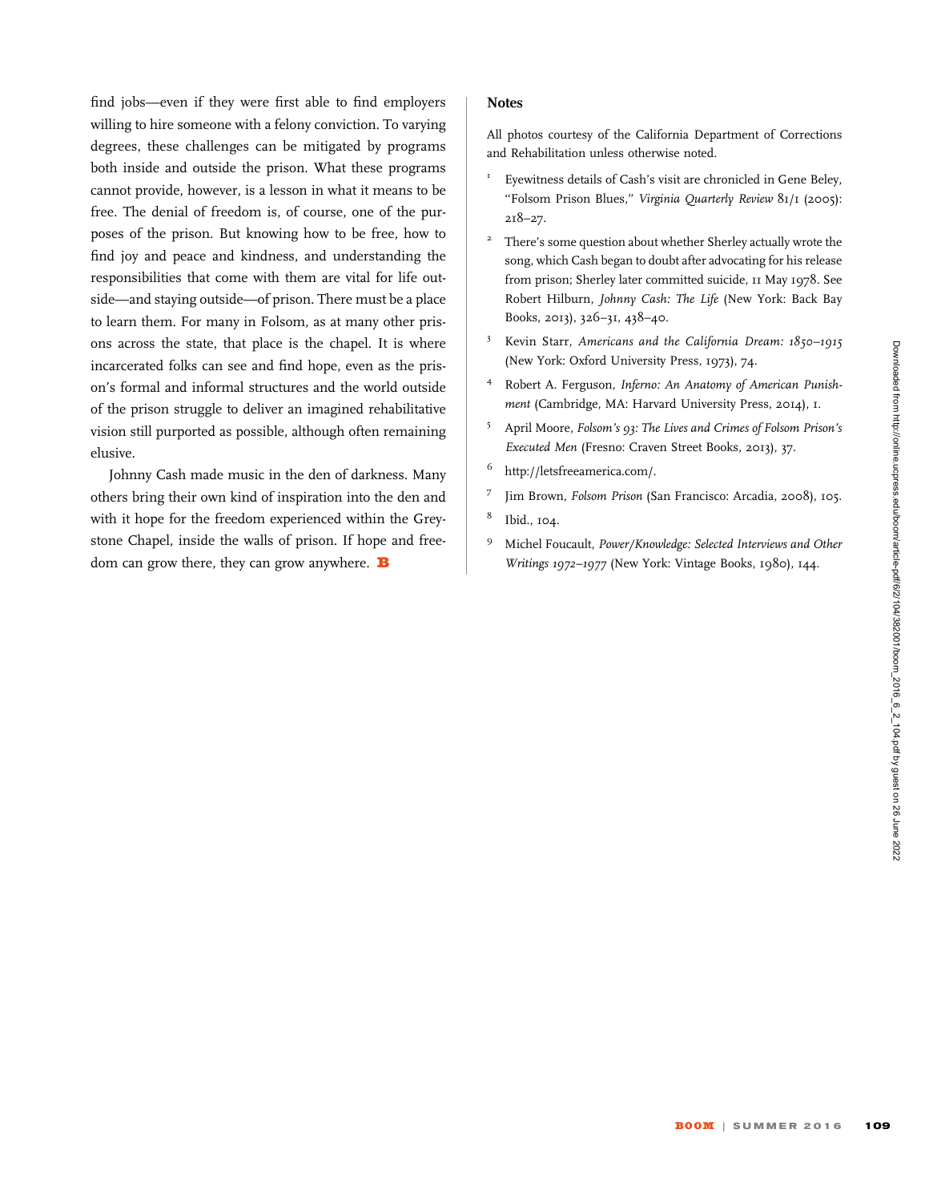find jobs—even if they were first able to find employers willing to hire someone with a felony conviction. To varying degrees, these challenges can be mitigated by programs both inside and outside the prison. What these programs cannot provide, however, is a lesson in what it means to be free. The denial of freedom is, of course, one of the purposes of the prison. But knowing how to be free, how to find joy and peace and kindness, and understanding the responsibilities that come with them are vital for life outside—and staying outside—of prison. There must be a place to learn them. For many in Folsom, as at many other prisons across the state, that place is the chapel. It is where incarcerated folks can see and find hope, even as the prison's formal and informal structures and the world outside of the prison struggle to deliver an imagined rehabilitative vision still purported as possible, although often remaining elusive.

Johnny Cash made music in the den of darkness. Many others bring their own kind of inspiration into the den and with it hope for the freedom experienced within the Greystone Chapel, inside the walls of prison. If hope and freedom can grow there, they can grow anywhere. **B**

## Notes

All photos courtesy of the California Department of Corrections and Rehabilitation unless otherwise noted.

1. Eyewitness details of Cash's visit are chronicled in Gene Beley, "Folsom Prison Blues," *Virginia Quarterly Review* 81/1 (2005): 218–27.
2. There's some question about whether Sherley actually wrote the song, which Cash began to doubt after advocating for his release from prison; Sherley later committed suicide, 11 May 1978. See Robert Hilburn, *Johnny Cash: The Life* (New York: Back Bay Books, 2013), 326–31, 438–40.
3. Kevin Starr, *Americans and the California Dream: 1850–1915* (New York: Oxford University Press, 1973), 74.
4. Robert A. Ferguson, *Inferno: An Anatomy of American Punishment* (Cambridge, MA: Harvard University Press, 2014), 1.
5. April Moore, *Folsom's 93: The Lives and Crimes of Folsom Prison's Executed Men* (Fresno: Craven Street Books, 2013), 37.
6. http://letsfreeamerica.com/.
7. Jim Brown, *Folsom Prison* (San Francisco: Arcadia, 2008), 105.
8. Ibid., 104.
9. Michel Foucault, *Power/Knowledge: Selected Interviews and Other Writings 1972–1977* (New York: Vintage Books, 1980), 144.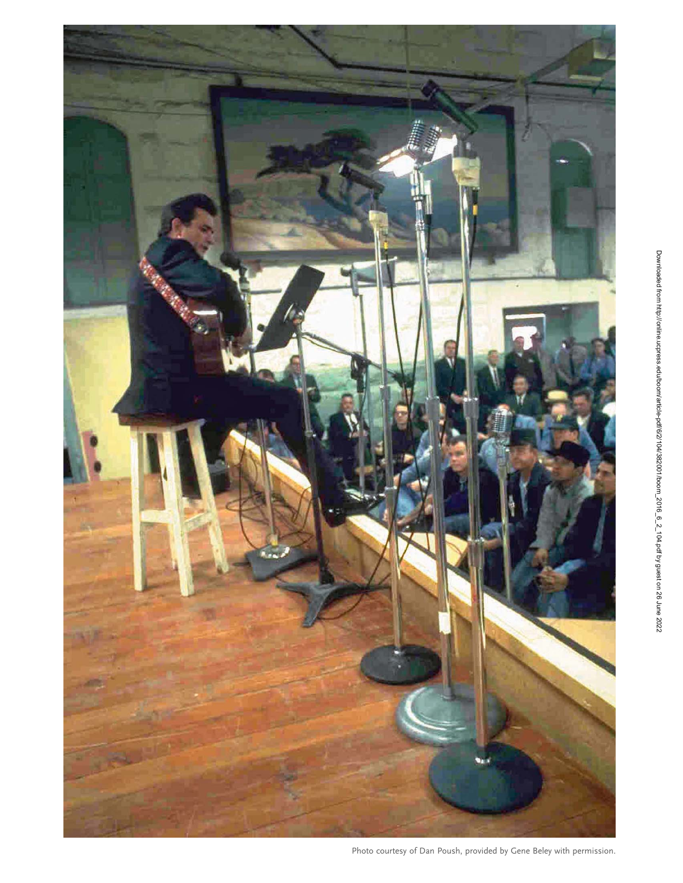Photo courtesy of Dan Poush, provided by Gene Beley with permission.